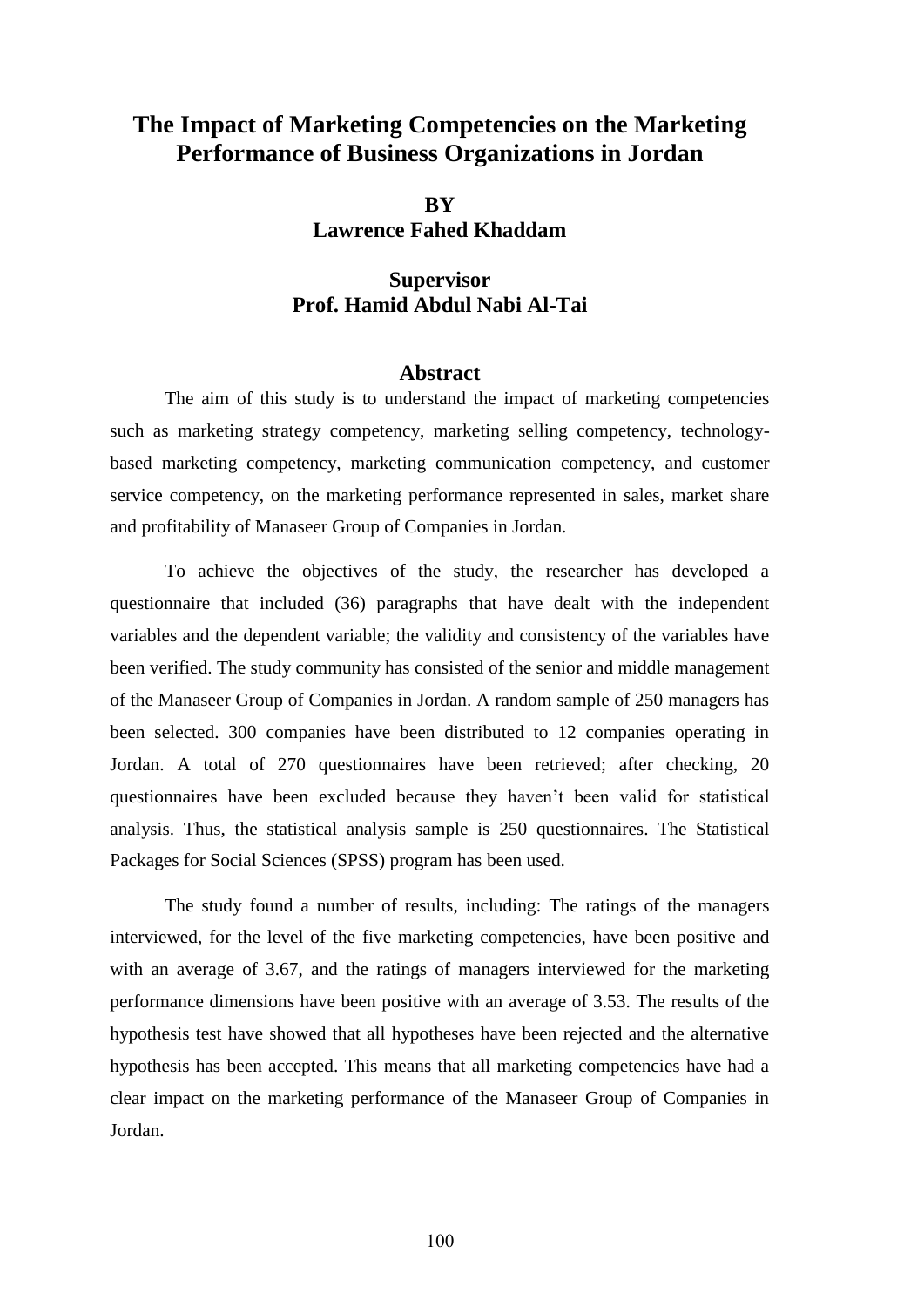# The Impact of Marketing Competencies on the Marketing Performance of Business Organizations in Jordan

**BY**
**Lawrence Fahed Khaddam**

**Supervisor**
**Prof. Hamid Abdul Nabi Al-Tai**

## Abstract

The aim of this study is to understand the impact of marketing competencies such as marketing strategy competency, marketing selling competency, technology-based marketing competency, marketing communication competency, and customer service competency, on the marketing performance represented in sales, market share and profitability of Manaseer Group of Companies in Jordan.

To achieve the objectives of the study, the researcher has developed a questionnaire that included (36) paragraphs that have dealt with the independent variables and the dependent variable; the validity and consistency of the variables have been verified. The study community has consisted of the senior and middle management of the Manaseer Group of Companies in Jordan. A random sample of 250 managers has been selected. 300 companies have been distributed to 12 companies operating in Jordan. A total of 270 questionnaires have been retrieved; after checking, 20 questionnaires have been excluded because they haven't been valid for statistical analysis. Thus, the statistical analysis sample is 250 questionnaires. The Statistical Packages for Social Sciences (SPSS) program has been used.

The study found a number of results, including: The ratings of the managers interviewed, for the level of the five marketing competencies, have been positive and with an average of 3.67, and the ratings of managers interviewed for the marketing performance dimensions have been positive with an average of 3.53. The results of the hypothesis test have showed that all hypotheses have been rejected and the alternative hypothesis has been accepted. This means that all marketing competencies have had a clear impact on the marketing performance of the Manaseer Group of Companies in Jordan.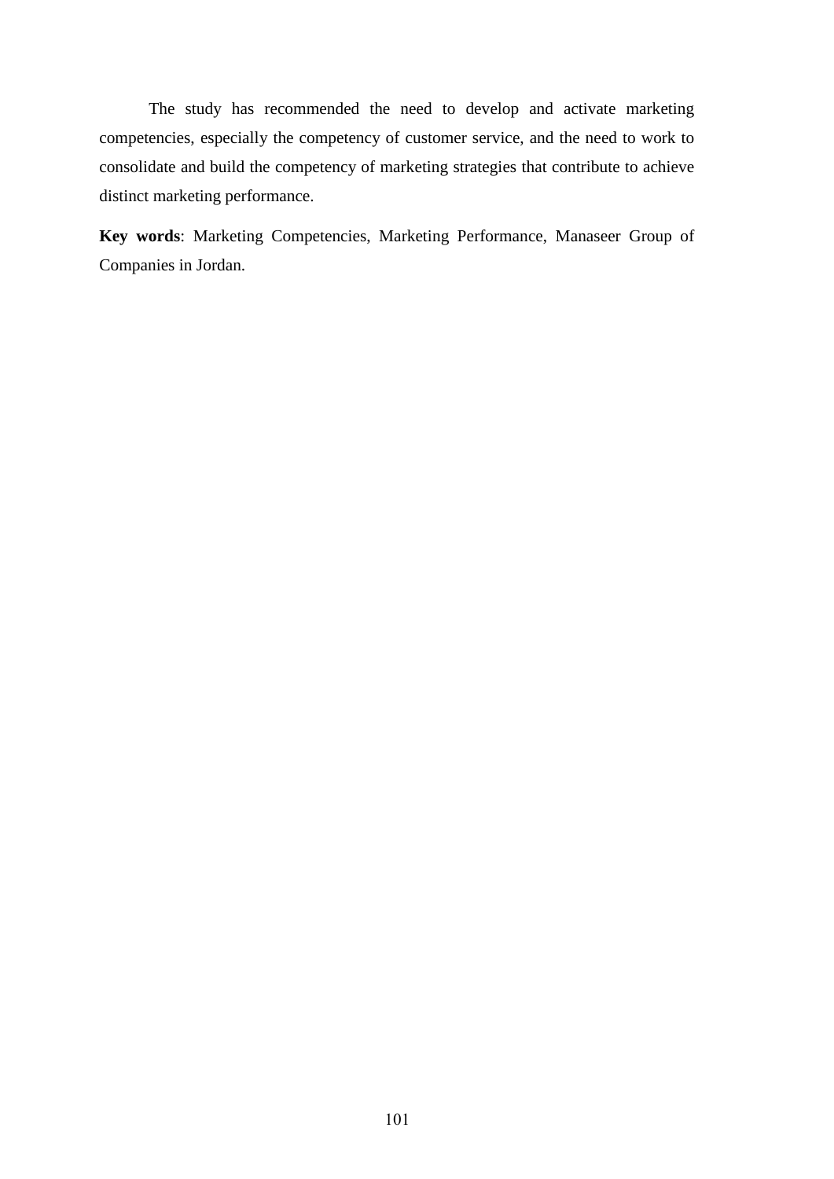The study has recommended the need to develop and activate marketing competencies, especially the competency of customer service, and the need to work to consolidate and build the competency of marketing strategies that contribute to achieve distinct marketing performance.

**Key words**: Marketing Competencies, Marketing Performance, Manaseer Group of Companies in Jordan.